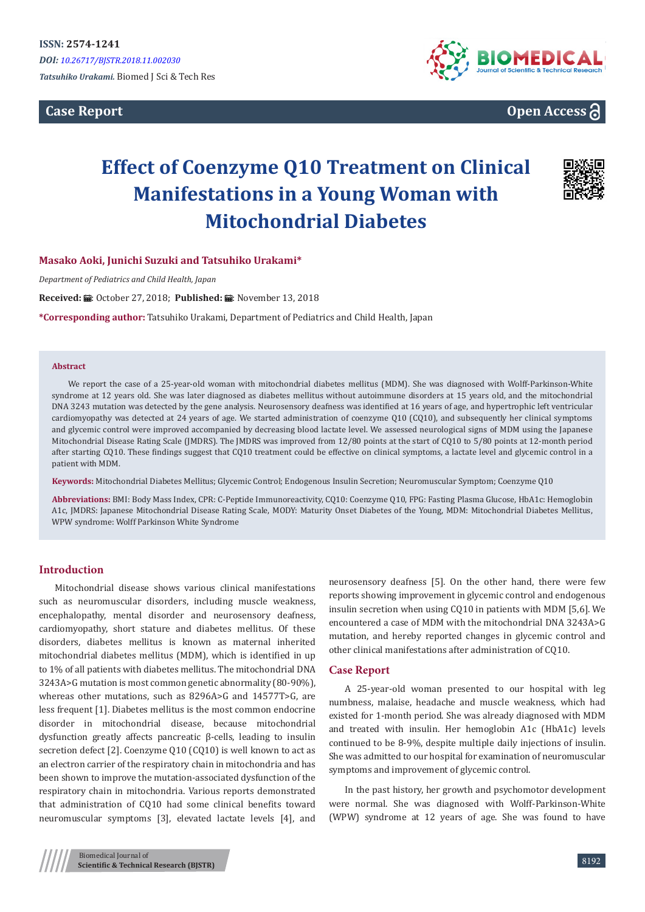ISSN: 2574-1241
*DOI: 10.26717/BJSTR.2018.11.002030*
*Tatsuhiko Urakami.* Biomed J Sci & Tech Res

**Case Report** **Open Access**

# Effect of Coenzyme Q10 Treatment on Clinical Manifestations in a Young Woman with Mitochondrial Diabetes

**Masako Aoki, Junichi Suzuki and Tatsuhiko Urakami***

*Department of Pediatrics and Child Health, Japan*

**Received:** October 27, 2018; **Published:** November 13, 2018

***Corresponding author:** Tatsuhiko Urakami, Department of Pediatrics and Child Health, Japan

### Abstract

We report the case of a 25-year-old woman with mitochondrial diabetes mellitus (MDM). She was diagnosed with Wolff-Parkinson-White syndrome at 12 years old. She was later diagnosed as diabetes mellitus without autoimmune disorders at 15 years old, and the mitochondrial DNA 3243 mutation was detected by the gene analysis. Neurosensory deafness was identified at 16 years of age, and hypertrophic left ventricular cardiomyopathy was detected at 24 years of age. We started administration of coenzyme Q10 (CQ10), and subsequently her clinical symptoms and glycemic control were improved accompanied by decreasing blood lactate level. We assessed neurological signs of MDM using the Japanese Mitochondrial Disease Rating Scale (JMDRS). The JMDRS was improved from 12/80 points at the start of CQ10 to 5/80 points at 12-month period after starting CQ10. These findings suggest that CQ10 treatment could be effective on clinical symptoms, a lactate level and glycemic control in a patient with MDM.

**Keywords:** Mitochondrial Diabetes Mellitus; Glycemic Control; Endogenous Insulin Secretion; Neuromuscular Symptom; Coenzyme Q10

**Abbreviations:** BMI: Body Mass Index, CPR: C-Peptide Immunoreactivity, CQ10: Coenzyme Q10, FPG: Fasting Plasma Glucose, HbA1c: Hemoglobin A1c, JMDRS: Japanese Mitochondrial Disease Rating Scale, MODY: Maturity Onset Diabetes of the Young, MDM: Mitochondrial Diabetes Mellitus, WPW syndrome: Wolff Parkinson White Syndrome

## Introduction

Mitochondrial disease shows various clinical manifestations such as neuromuscular disorders, including muscle weakness, encephalopathy, mental disorder and neurosensory deafness, cardiomyopathy, short stature and diabetes mellitus. Of these disorders, diabetes mellitus is known as maternal inherited mitochondrial diabetes mellitus (MDM), which is identified in up to 1% of all patients with diabetes mellitus. The mitochondrial DNA 3243A>G mutation is most common genetic abnormality (80-90%), whereas other mutations, such as 8296A>G and 14577T>G, are less frequent [1]. Diabetes mellitus is the most common endocrine disorder in mitochondrial disease, because mitochondrial dysfunction greatly affects pancreatic β-cells, leading to insulin secretion defect [2]. Coenzyme Q10 (CQ10) is well known to act as an electron carrier of the respiratory chain in mitochondria and has been shown to improve the mutation-associated dysfunction of the respiratory chain in mitochondria. Various reports demonstrated that administration of CQ10 had some clinical benefits toward neuromuscular symptoms [3], elevated lactate levels [4], and neurosensory deafness [5]. On the other hand, there were few reports showing improvement in glycemic control and endogenous insulin secretion when using CQ10 in patients with MDM [5,6]. We encountered a case of MDM with the mitochondrial DNA 3243A>G mutation, and hereby reported changes in glycemic control and other clinical manifestations after administration of CQ10.

## Case Report

A 25-year-old woman presented to our hospital with leg numbness, malaise, headache and muscle weakness, which had existed for 1-month period. She was already diagnosed with MDM and treated with insulin. Her hemoglobin A1c (HbA1c) levels continued to be 8-9%, despite multiple daily injections of insulin. She was admitted to our hospital for examination of neuromuscular symptoms and improvement of glycemic control.

In the past history, her growth and psychomotor development were normal. She was diagnosed with Wolff-Parkinson-White (WPW) syndrome at 12 years of age. She was found to have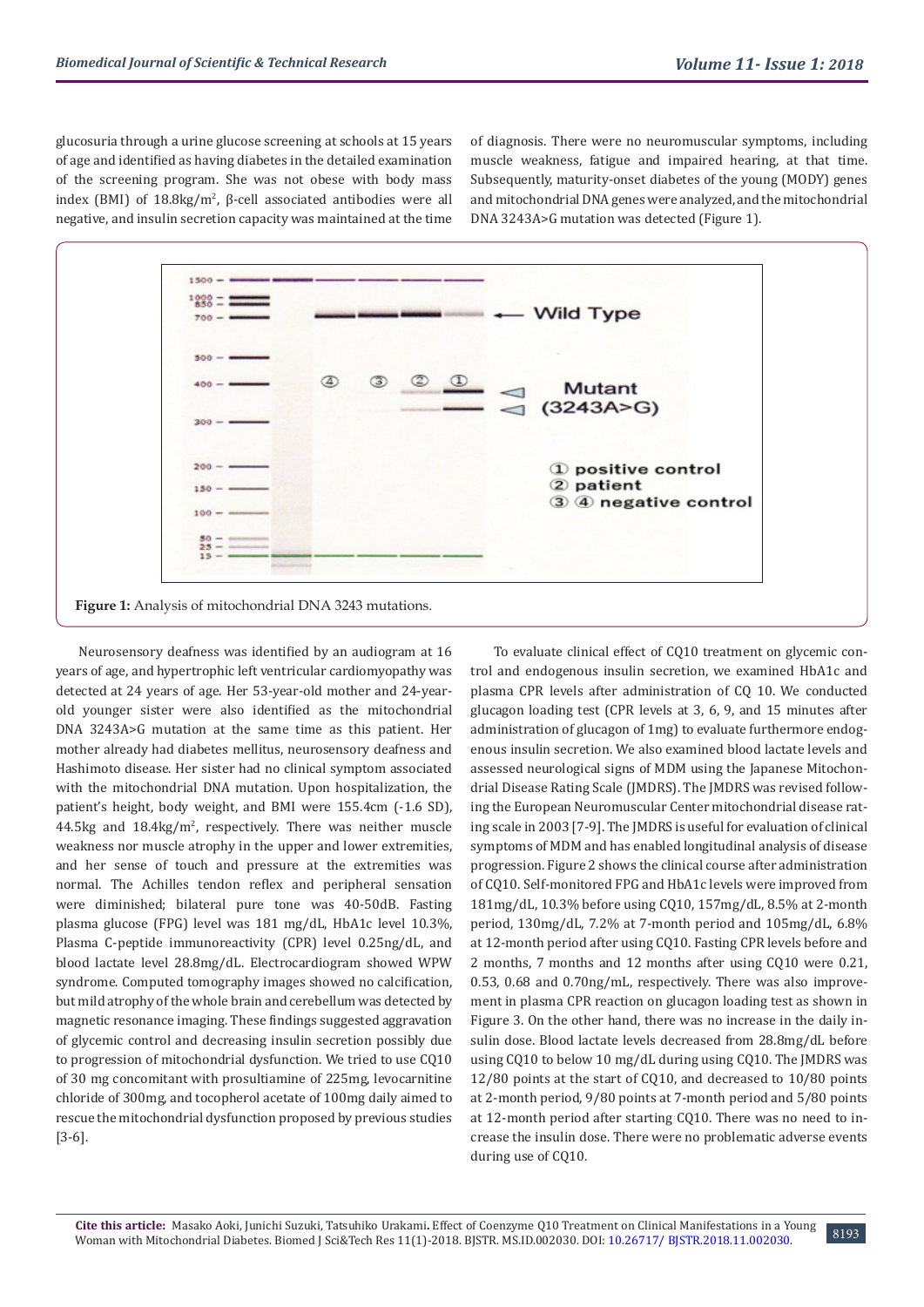glucosuria through a urine glucose screening at schools at 15 years of age and identified as having diabetes in the detailed examination of the screening program. She was not obese with body mass index (BMI) of 18.8kg/m$^2$, β-cell associated antibodies were all negative, and insulin secretion capacity was maintained at the time of diagnosis. There were no neuromuscular symptoms, including muscle weakness, fatigue and impaired hearing, at that time. Subsequently, maturity-onset diabetes of the young (MODY) genes and mitochondrial DNA genes were analyzed, and the mitochondrial DNA 3243A>G mutation was detected (Figure 1).

**Figure 1:** Analysis of mitochondrial DNA 3243 mutations.

Neurosensory deafness was identified by an audiogram at 16 years of age, and hypertrophic left ventricular cardiomyopathy was detected at 24 years of age. Her 53-year-old mother and 24-year-old younger sister were also identified as the mitochondrial DNA 3243A>G mutation at the same time as this patient. Her mother already had diabetes mellitus, neurosensory deafness and Hashimoto disease. Her sister had no clinical symptom associated with the mitochondrial DNA mutation. Upon hospitalization, the patient's height, body weight, and BMI were 155.4cm (-1.6 SD), 44.5kg and 18.4kg/m$^2$, respectively. There was neither muscle weakness nor muscle atrophy in the upper and lower extremities, and her sense of touch and pressure at the extremities was normal. The Achilles tendon reflex and peripheral sensation were diminished; bilateral pure tone was 40-50dB. Fasting plasma glucose (FPG) level was 181 mg/dL, HbA1c level 10.3%, Plasma C-peptide immunoreactivity (CPR) level 0.25ng/dL, and blood lactate level 28.8mg/dL. Electrocardiogram showed WPW syndrome. Computed tomography images showed no calcification, but mild atrophy of the whole brain and cerebellum was detected by magnetic resonance imaging. These findings suggested aggravation of glycemic control and decreasing insulin secretion possibly due to progression of mitochondrial dysfunction. We tried to use CQ10 of 30 mg concomitant with prosultiamine of 225mg, levocarnitine chloride of 300mg, and tocopherol acetate of 100mg daily aimed to rescue the mitochondrial dysfunction proposed by previous studies [3-6].

To evaluate clinical effect of CQ10 treatment on glycemic control and endogenous insulin secretion, we examined HbA1c and plasma CPR levels after administration of CQ 10. We conducted glucagon loading test (CPR levels at 3, 6, 9, and 15 minutes after administration of glucagon of 1mg) to evaluate furthermore endogenous insulin secretion. We also examined blood lactate levels and assessed neurological signs of MDM using the Japanese Mitochondrial Disease Rating Scale (JMDRS). The JMDRS was revised following the European Neuromuscular Center mitochondrial disease rating scale in 2003 [7-9]. The JMDRS is useful for evaluation of clinical symptoms of MDM and has enabled longitudinal analysis of disease progression. Figure 2 shows the clinical course after administration of CQ10. Self-monitored FPG and HbA1c levels were improved from 181mg/dL, 10.3% before using CQ10, 157mg/dL, 8.5% at 2-month period, 130mg/dL, 7.2% at 7-month period and 105mg/dL, 6.8% at 12-month period after using CQ10. Fasting CPR levels before and 2 months, 7 months and 12 months after using CQ10 were 0.21, 0.53, 0.68 and 0.70ng/mL, respectively. There was also improvement in plasma CPR reaction on glucagon loading test as shown in Figure 3. On the other hand, there was no increase in the daily insulin dose. Blood lactate levels decreased from 28.8mg/dL before using CQ10 to below 10 mg/dL during using CQ10. The JMDRS was 12/80 points at the start of CQ10, and decreased to 10/80 points at 2-month period, 9/80 points at 7-month period and 5/80 points at 12-month period after starting CQ10. There was no need to increase the insulin dose. There were no problematic adverse events during use of CQ10.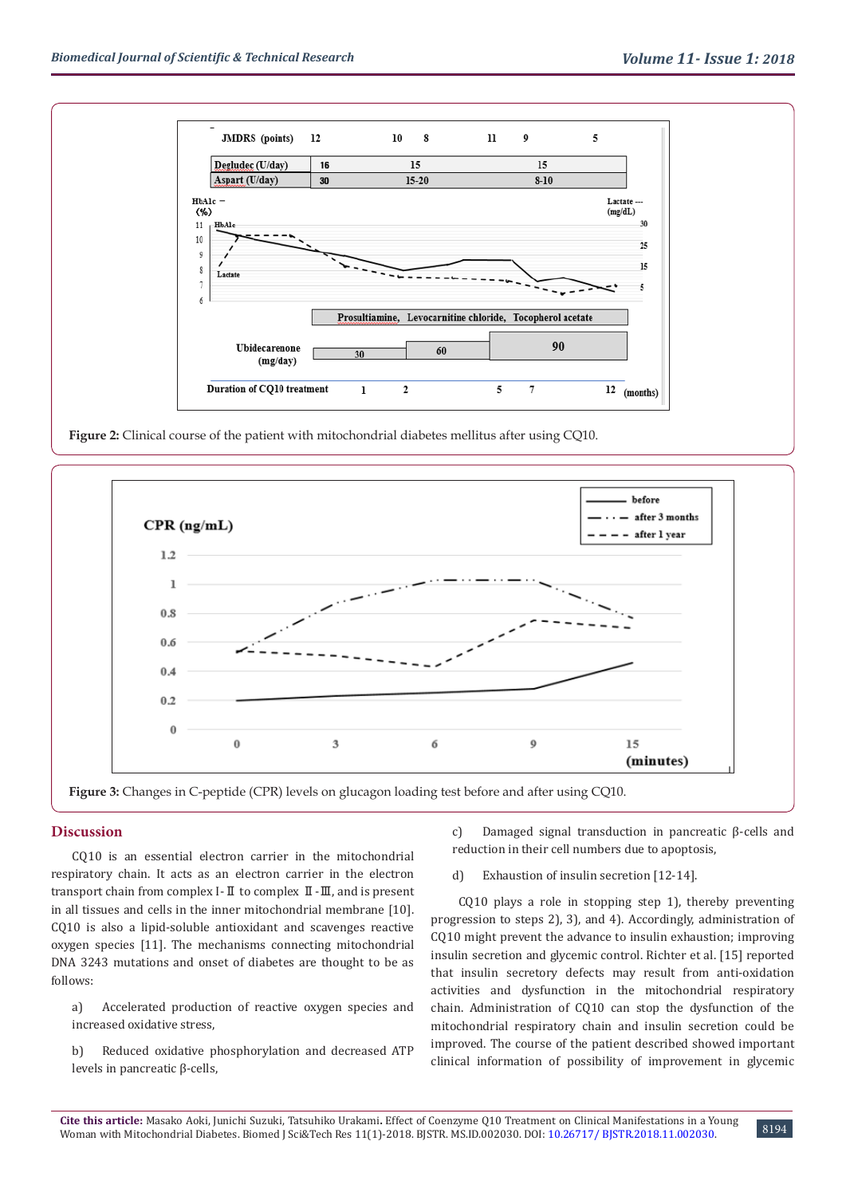Figure 2: Clinical course of the patient with mitochondrial diabetes mellitus after using CQ10.

Figure 3: Changes in C-peptide (CPR) levels on glucagon loading test before and after using CQ10.

## Discussion

CQ10 is an essential electron carrier in the mitochondrial respiratory chain. It acts as an electron carrier in the electron transport chain from complex I-Ⅱ to complex Ⅱ-Ⅲ, and is present in all tissues and cells in the inner mitochondrial membrane [10]. CQ10 is also a lipid-soluble antioxidant and scavenges reactive oxygen species [11]. The mechanisms connecting mitochondrial DNA 3243 mutations and onset of diabetes are thought to be as follows:

a) Accelerated production of reactive oxygen species and increased oxidative stress,

b) Reduced oxidative phosphorylation and decreased ATP levels in pancreatic β-cells,

c) Damaged signal transduction in pancreatic β-cells and reduction in their cell numbers due to apoptosis,

d) Exhaustion of insulin secretion [12-14].

CQ10 plays a role in stopping step 1), thereby preventing progression to steps 2), 3), and 4). Accordingly, administration of CQ10 might prevent the advance to insulin exhaustion; improving insulin secretion and glycemic control. Richter et al. [15] reported that insulin secretory defects may result from anti-oxidation activities and dysfunction in the mitochondrial respiratory chain. Administration of CQ10 can stop the dysfunction of the mitochondrial respiratory chain and insulin secretion could be improved. The course of the patient described showed important clinical information of possibility of improvement in glycemic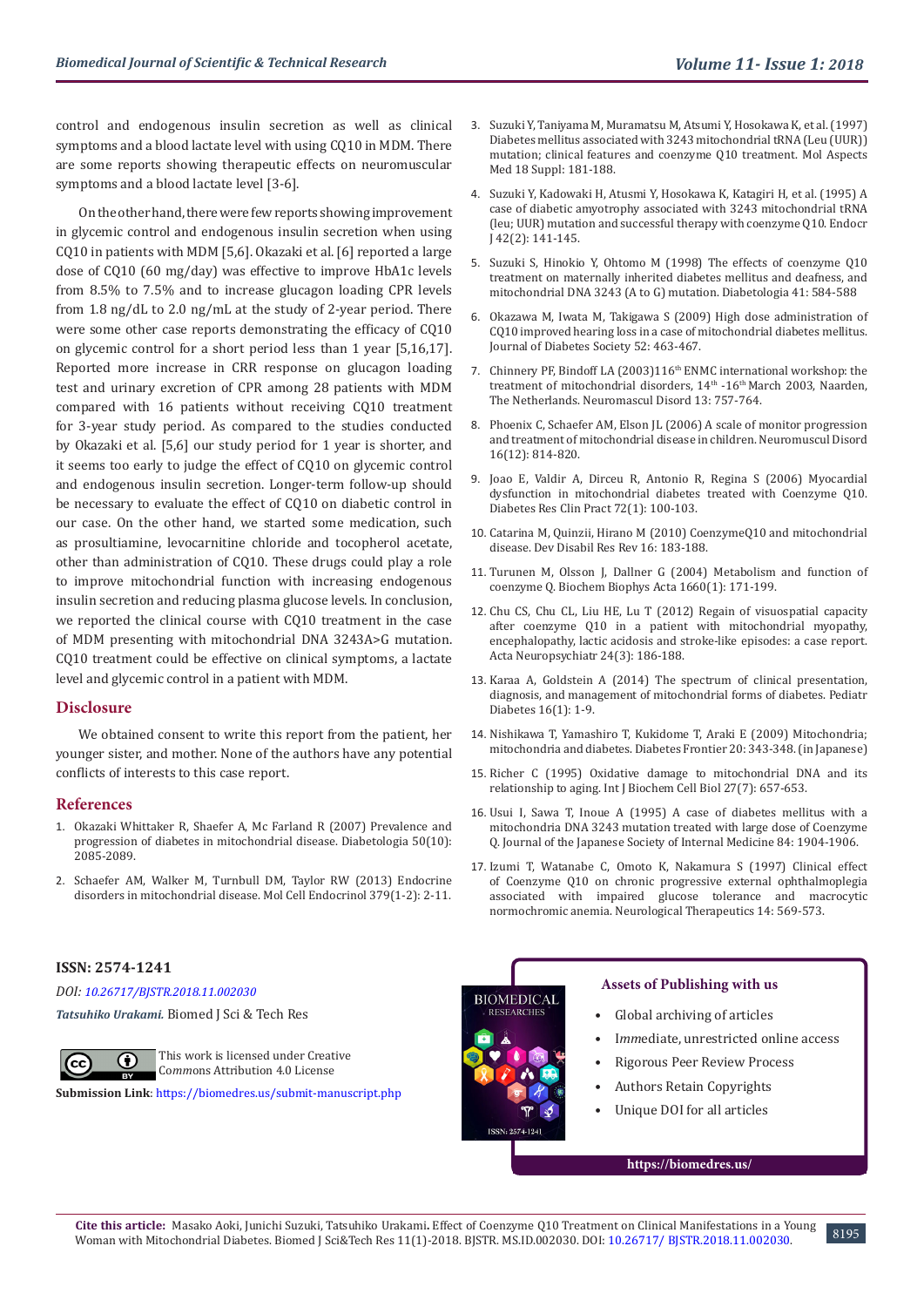control and endogenous insulin secretion as well as clinical symptoms and a blood lactate level with using CQ10 in MDM. There are some reports showing therapeutic effects on neuromuscular symptoms and a blood lactate level [3-6].

On the other hand, there were few reports showing improvement in glycemic control and endogenous insulin secretion when using CQ10 in patients with MDM [5,6]. Okazaki et al. [6] reported a large dose of CQ10 (60 mg/day) was effective to improve HbA1c levels from 8.5% to 7.5% and to increase glucagon loading CPR levels from 1.8 ng/dL to 2.0 ng/mL at the study of 2-year period. There were some other case reports demonstrating the efficacy of CQ10 on glycemic control for a short period less than 1 year [5,16,17]. Reported more increase in CRR response on glucagon loading test and urinary excretion of CPR among 28 patients with MDM compared with 16 patients without receiving CQ10 treatment for 3-year study period. As compared to the studies conducted by Okazaki et al. [5,6] our study period for 1 year is shorter, and it seems too early to judge the effect of CQ10 on glycemic control and endogenous insulin secretion. Longer-term follow-up should be necessary to evaluate the effect of CQ10 on diabetic control in our case. On the other hand, we started some medication, such as prosultiamine, levocarnitine chloride and tocopherol acetate, other than administration of CQ10. These drugs could play a role to improve mitochondrial function with increasing endogenous insulin secretion and reducing plasma glucose levels. In conclusion, we reported the clinical course with CQ10 treatment in the case of MDM presenting with mitochondrial DNA 3243A>G mutation. CQ10 treatment could be effective on clinical symptoms, a lactate level and glycemic control in a patient with MDM.

## Disclosure

We obtained consent to write this report from the patient, her younger sister, and mother. None of the authors have any potential conflicts of interests to this case report.

## References

1. Okazaki Whittaker R, Shaefer A, Mc Farland R (2007) Prevalence and progression of diabetes in mitochondrial disease. Diabetologia 50(10): 2085-2089.
2. Schaefer AM, Walker M, Turnbull DM, Taylor RW (2013) Endocrine disorders in mitochondrial disease. Mol Cell Endocrinol 379(1-2): 2-11.
3. Suzuki Y, Taniyama M, Muramatsu M, Atsumi Y, Hosokawa K, et al. (1997) Diabetes mellitus associated with 3243 mitochondrial tRNA (Leu (UUR)) mutation; clinical features and coenzyme Q10 treatment. Mol Aspects Med 18 Suppl: 181-188.
4. Suzuki Y, Kadowaki H, Atusmi Y, Hosokawa K, Katagiri H, et al. (1995) A case of diabetic amyotrophy associated with 3243 mitochondrial tRNA (leu; UUR) mutation and successful therapy with coenzyme Q10. Endocr J 42(2): 141-145.
5. Suzuki S, Hinokio Y, Ohtomo M (1998) The effects of coenzyme Q10 treatment on maternally inherited diabetes mellitus and deafness, and mitochondrial DNA 3243 (A to G) mutation. Diabetologia 41: 584-588
6. Okazawa M, Iwata M, Takigawa S (2009) High dose administration of CQ10 improved hearing loss in a case of mitochondrial diabetes mellitus. Journal of Diabetes Society 52: 463-467.
7. Chinnery PF, Bindoff LA (2003)116th ENMC international workshop: the treatment of mitochondrial disorders, 14th -16th March 2003, Naarden, The Netherlands. Neuromascul Disord 13: 757-764.
8. Phoenix C, Schaefer AM, Elson JL (2006) A scale of monitor progression and treatment of mitochondrial disease in children. Neuromuscul Disord 16(12): 814-820.
9. Joao E, Valdir A, Dirceu R, Antonio R, Regina S (2006) Myocardial dysfunction in mitochondrial diabetes treated with Coenzyme Q10. Diabetes Res Clin Pract 72(1): 100-103.
10. Catarina M, Quinzii, Hirano M (2010) CoenzymeQ10 and mitochondrial disease. Dev Disabil Res Rev 16: 183-188.
11. Turunen M, Olsson J, Dallner G (2004) Metabolism and function of coenzyme Q. Biochem Biophys Acta 1660(1): 171-199.
12. Chu CS, Chu CL, Liu HE, Lu T (2012) Regain of visuospatial capacity after coenzyme Q10 in a patient with mitochondrial myopathy, encephalopathy, lactic acidosis and stroke-like episodes: a case report. Acta Neuropsychiatr 24(3): 186-188.
13. Karaa A, Goldstein A (2014) The spectrum of clinical presentation, diagnosis, and management of mitochondrial forms of diabetes. Pediatr Diabetes 16(1): 1-9.
14. Nishikawa T, Yamashiro T, Kukidome T, Araki E (2009) Mitochondria; mitochondria and diabetes. Diabetes Frontier 20: 343-348. (in Japanese)
15. Richer C (1995) Oxidative damage to mitochondrial DNA and its relationship to aging. Int J Biochem Cell Biol 27(7): 657-653.
16. Usui I, Sawa T, Inoue A (1995) A case of diabetes mellitus with a mitochondria DNA 3243 mutation treated with large dose of Coenzyme Q. Journal of the Japanese Society of Internal Medicine 84: 1904-1906.
17. Izumi T, Watanabe C, Omoto K, Nakamura S (1997) Clinical effect of Coenzyme Q10 on chronic progressive external ophthalmoplegia associated with impaired glucose tolerance and macrocytic normochromic anemia. Neurological Therapeutics 14: 569-573.

**ISSN: 2574-1241**

*DOI: 10.26717/BJSTR.2018.11.002030*

***Tatsuhiko Urakami.*** Biomed J Sci & Tech Res

This work is licensed under Creative Commons Attribution 4.0 License

**Submission Link**: https://biomedres.us/submit-manuscript.php

**Assets of Publishing with us**

- Global archiving of articles
- Immediate, unrestricted online access
- Rigorous Peer Review Process
- Authors Retain Copyrights
- Unique DOI for all articles

**https://biomedres.us/**

**Cite this article:** Masako Aoki, Junichi Suzuki, Tatsuhiko Urakami**.** Effect of Coenzyme Q10 Treatment on Clinical Manifestations in a Young Woman with Mitochondrial Diabetes. Biomed J Sci&Tech Res 11(1)-2018. BJSTR. MS.ID.002030. DOI: 10.26717/ BJSTR.2018.11.002030.